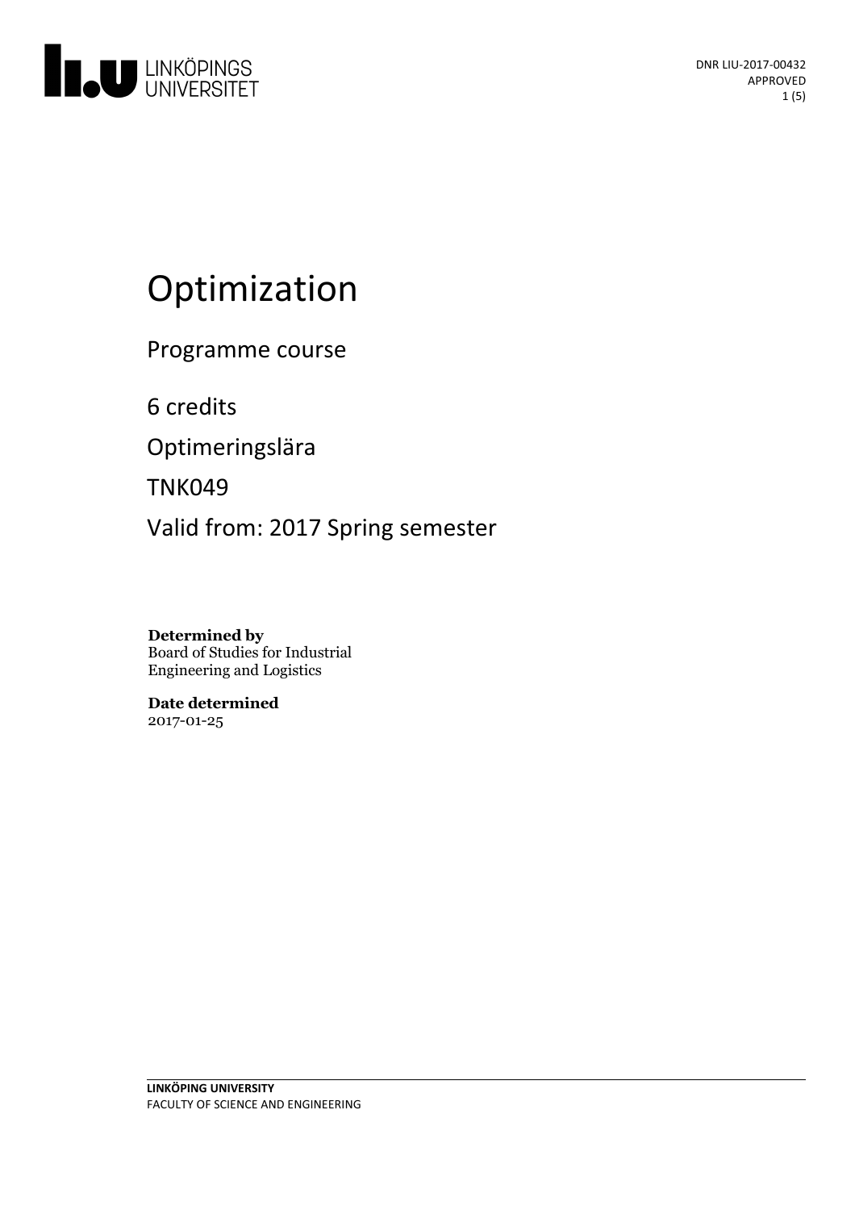DNR LIU-2017-00432
APPROVED

# Optimization

Programme course

6 credits

Optimeringslära

TNK049

Valid from: 2017 Spring semester

**Determined by**
Board of Studies for Industrial Engineering and Logistics

**Date determined**
2017-01-25

**LINKÖPING UNIVERSITY**
FACULTY OF SCIENCE AND ENGINEERING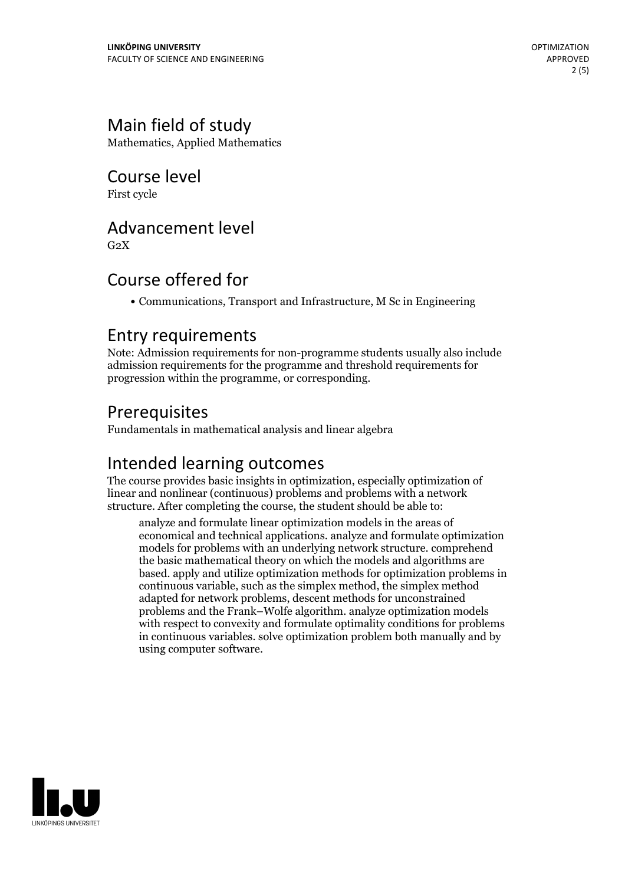## Main field of study

Mathematics, Applied Mathematics

## Course level

First cycle

## Advancement level

G2X

## Course offered for

- Communications, Transport and Infrastructure, M Sc in Engineering

## Entry requirements

Note: Admission requirements for non-programme students usually also include admission requirements for the programme and threshold requirements for progression within the programme, or corresponding.

## Prerequisites

Fundamentals in mathematical analysis and linear algebra

## Intended learning outcomes

The course provides basic insights in optimization, especially optimization of linear and nonlinear (continuous) problems and problems with a network structure. After completing the course, the student should be able to:

> analyze and formulate linear optimization models in the areas of economical and technical applications. analyze and formulate optimization models for problems with an underlying network structure. comprehend the basic mathematical theory on which the models and algorithms are based. apply and utilize optimization methods for optimization problems in continuous variable, such as the simplex method, the simplex method adapted for network problems, descent methods for unconstrained problems and the Frank–Wolfe algorithm. analyze optimization models with respect to convexity and formulate optimality conditions for problems in continuous variables. solve optimization problem both manually and by using computer software.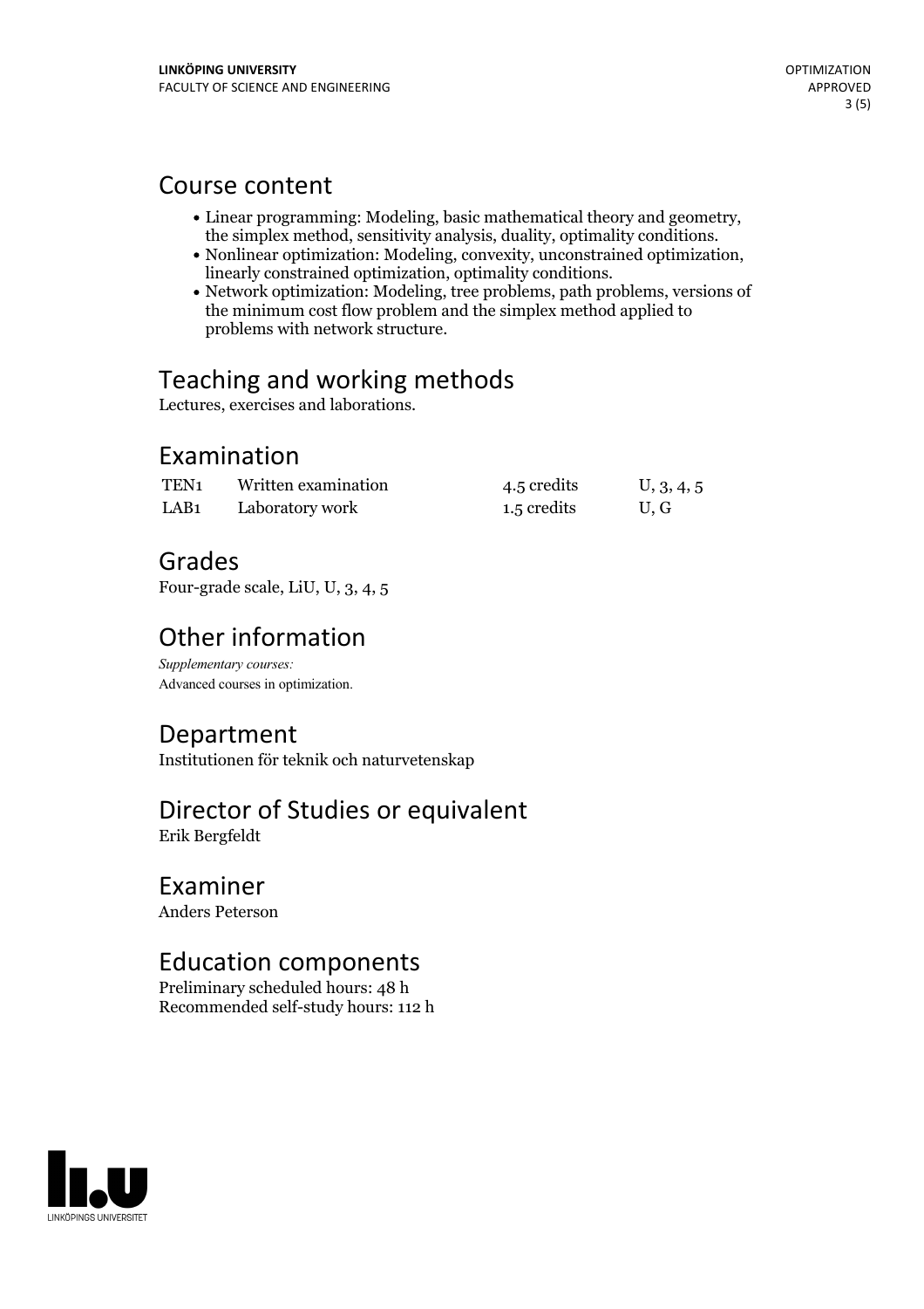## Course content

- Linear programming: Modeling, basic mathematical theory and geometry, the simplex method, sensitivity analysis, duality, optimality conditions.
- Nonlinear optimization: Modeling, convexity, unconstrained optimization, linearly constrained optimization, optimality conditions.
- Network optimization: Modeling, tree problems, path problems, versions of the minimum cost flow problem and the simplex method applied to problems with network structure.

## Teaching and working methods

Lectures, exercises and laborations.

## Examination

| | | | |
|---|---|---|---|
| TEN1 | Written examination | 4.5 credits | U, 3, 4, 5 |
| LAB1 | Laboratory work | 1.5 credits | U, G |

## Grades

Four-grade scale, LiU, U, 3, 4, 5

## Other information

*Supplementary courses:*
Advanced courses in optimization.

## Department

Institutionen för teknik och naturvetenskap

## Director of Studies or equivalent

Erik Bergfeldt

## Examiner

Anders Peterson

## Education components

Preliminary scheduled hours: 48 h
Recommended self-study hours: 112 h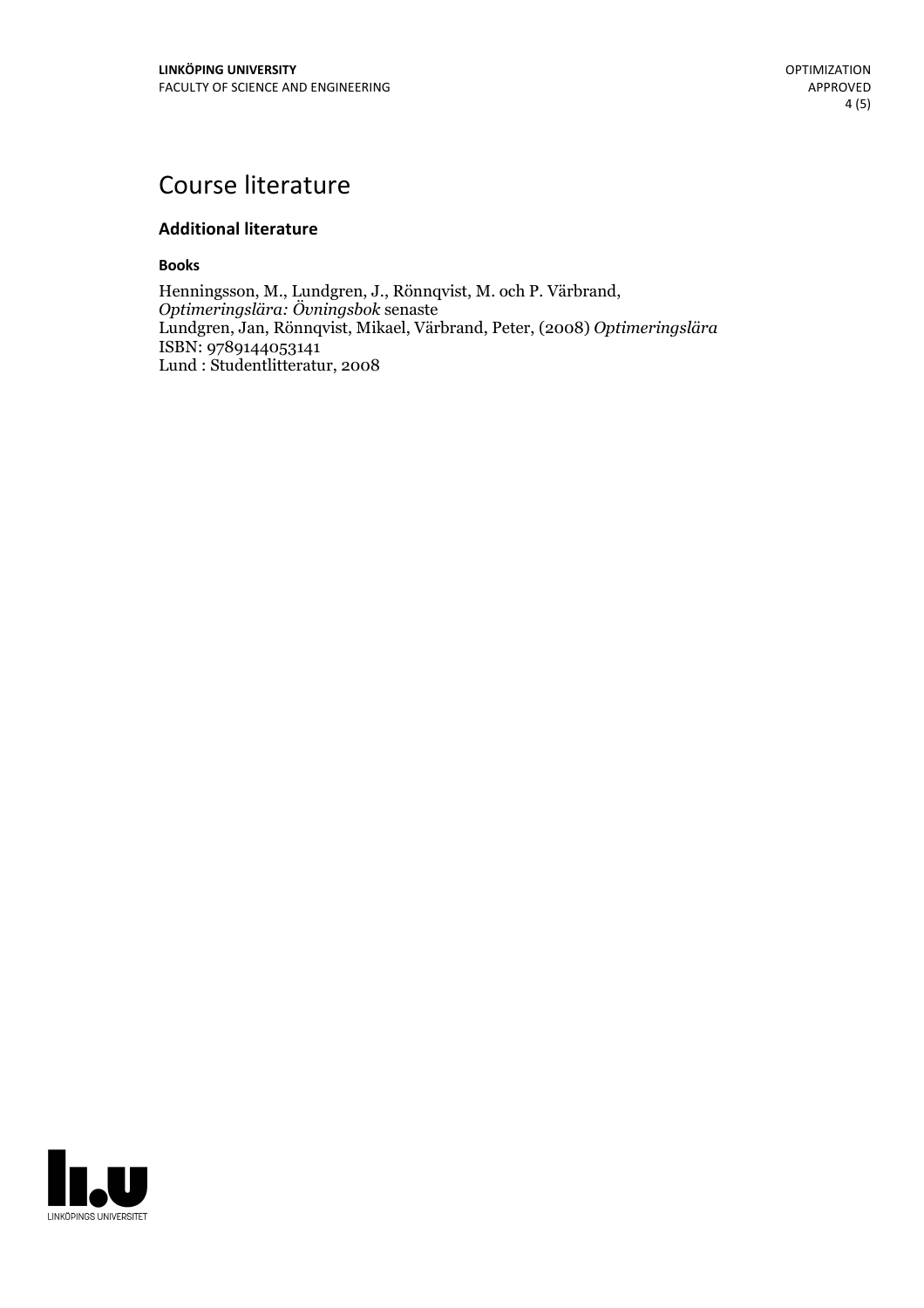# Course literature

## Additional literature

### Books

Henningsson, M., Lundgren, J., Rönnqvist, M. och P. Värbrand, *Optimeringslära: Övningsbok* senaste
Lundgren, Jan, Rönnqvist, Mikael, Värbrand, Peter, (2008) *Optimeringslära*
ISBN: 9789144053141
Lund : Studentlitteratur, 2008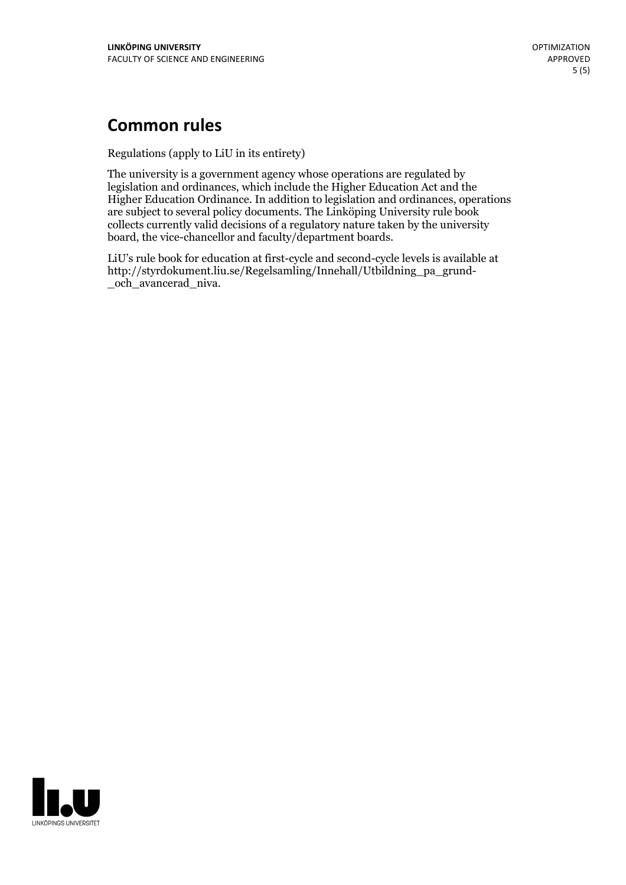## Common rules

Regulations (apply to LiU in its entirety)

The university is a government agency whose operations are regulated by legislation and ordinances, which include the Higher Education Act and the Higher Education Ordinance. In addition to legislation and ordinances, operations are subject to several policy documents. The Linköping University rule book collects currently valid decisions of a regulatory nature taken by the university board, the vice-chancellor and faculty/department boards.

LiU's rule book for education at first-cycle and second-cycle levels is available at http://styrdokument.liu.se/Regelsamling/Innehall/Utbildning_pa_grund-_och_avancerad_niva.